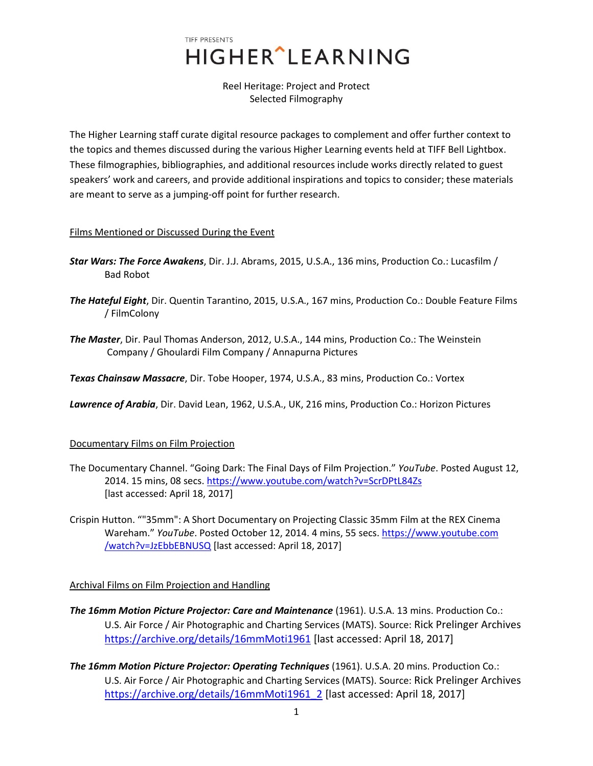TIFF PRESENTS

# HIGHER^LEARNING

Reel Heritage: Project and Protect
Selected Filmography

The Higher Learning staff curate digital resource packages to complement and offer further context to the topics and themes discussed during the various Higher Learning events held at TIFF Bell Lightbox. These filmographies, bibliographies, and additional resources include works directly related to guest speakers' work and careers, and provide additional inspirations and topics to consider; these materials are meant to serve as a jumping-off point for further research.

## Films Mentioned or Discussed During the Event

***Star Wars: The Force Awakens***, Dir. J.J. Abrams, 2015, U.S.A., 136 mins, Production Co.: Lucasfilm / Bad Robot

***The Hateful Eight***, Dir. Quentin Tarantino, 2015, U.S.A., 167 mins, Production Co.: Double Feature Films / FilmColony

***The Master***, Dir. Paul Thomas Anderson, 2012, U.S.A., 144 mins, Production Co.: The Weinstein Company / Ghoulardi Film Company / Annapurna Pictures

***Texas Chainsaw Massacre***, Dir. Tobe Hooper, 1974, U.S.A., 83 mins, Production Co.: Vortex

***Lawrence of Arabia***, Dir. David Lean, 1962, U.S.A., UK, 216 mins, Production Co.: Horizon Pictures

## Documentary Films on Film Projection

The Documentary Channel. "Going Dark: The Final Days of Film Projection." *YouTube*. Posted August 12, 2014. 15 mins, 08 secs. https://www.youtube.com/watch?v=ScrDPtL84Zs [last accessed: April 18, 2017]

Crispin Hutton. ""35mm": A Short Documentary on Projecting Classic 35mm Film at the REX Cinema Wareham." *YouTube*. Posted October 12, 2014. 4 mins, 55 secs. https://www.youtube.com/watch?v=JzEbbEBNUSQ [last accessed: April 18, 2017]

## Archival Films on Film Projection and Handling

***The 16mm Motion Picture Projector: Care and Maintenance*** (1961). U.S.A. 13 mins. Production Co.: U.S. Air Force / Air Photographic and Charting Services (MATS). Source: Rick Prelinger Archives https://archive.org/details/16mmMoti1961 [last accessed: April 18, 2017]

***The 16mm Motion Picture Projector: Operating Techniques*** (1961). U.S.A. 20 mins. Production Co.: U.S. Air Force / Air Photographic and Charting Services (MATS). Source: Rick Prelinger Archives https://archive.org/details/16mmMoti1961_2 [last accessed: April 18, 2017]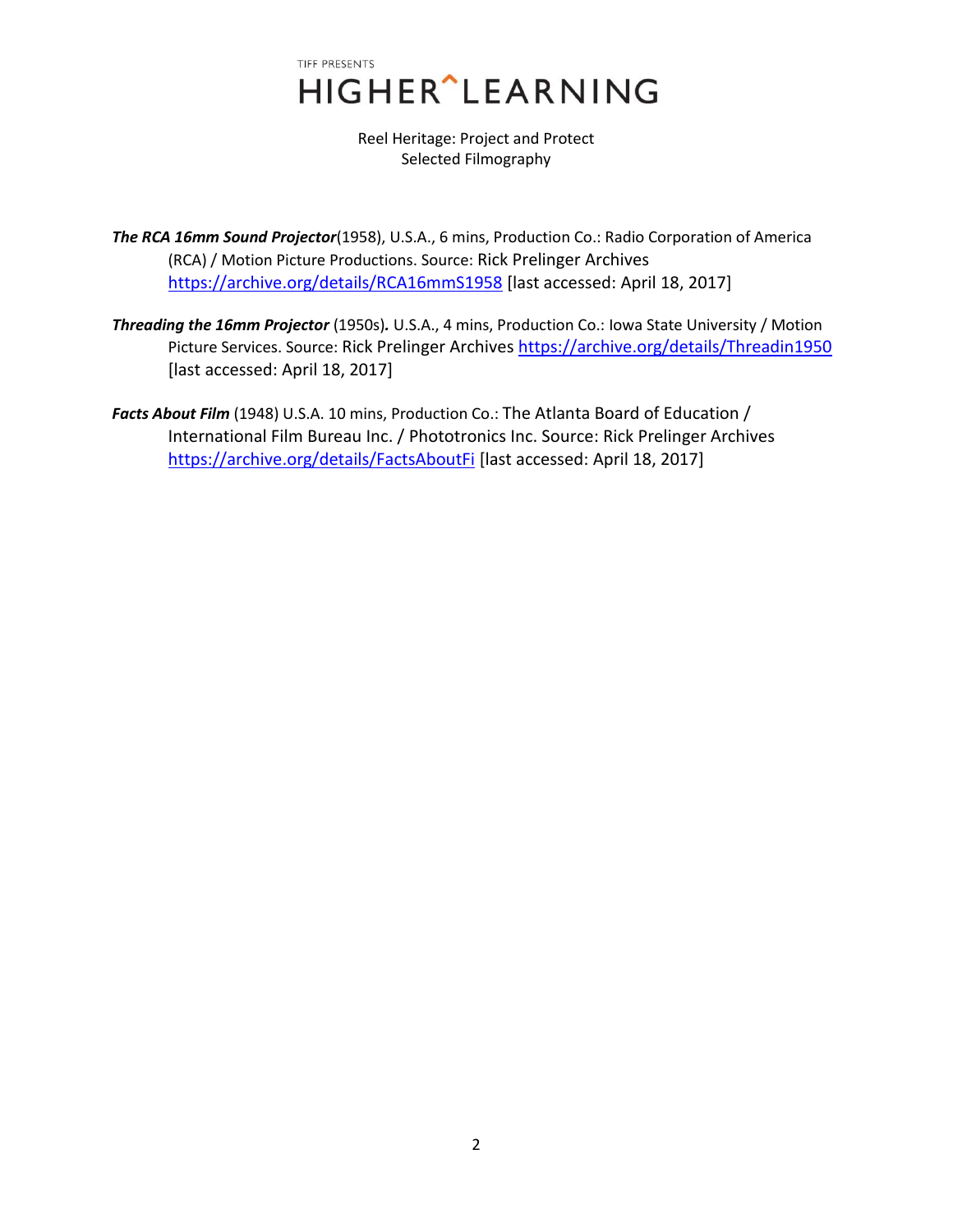TIFF PRESENTS

# HIGHER^LEARNING

Reel Heritage: Project and Protect
Selected Filmography

***The RCA 16mm Sound Projector***(1958), U.S.A., 6 mins, Production Co.: Radio Corporation of America (RCA) / Motion Picture Productions. Source: Rick Prelinger Archives https://archive.org/details/RCA16mmS1958 [last accessed: April 18, 2017]

***Threading the 16mm Projector*** (1950s)***.*** U.S.A., 4 mins, Production Co.: Iowa State University / Motion Picture Services. Source: Rick Prelinger Archives https://archive.org/details/Threadin1950 [last accessed: April 18, 2017]

***Facts About Film*** (1948) U.S.A. 10 mins, Production Co.: The Atlanta Board of Education / International Film Bureau Inc. / Phototronics Inc. Source: Rick Prelinger Archives https://archive.org/details/FactsAboutFi [last accessed: April 18, 2017]